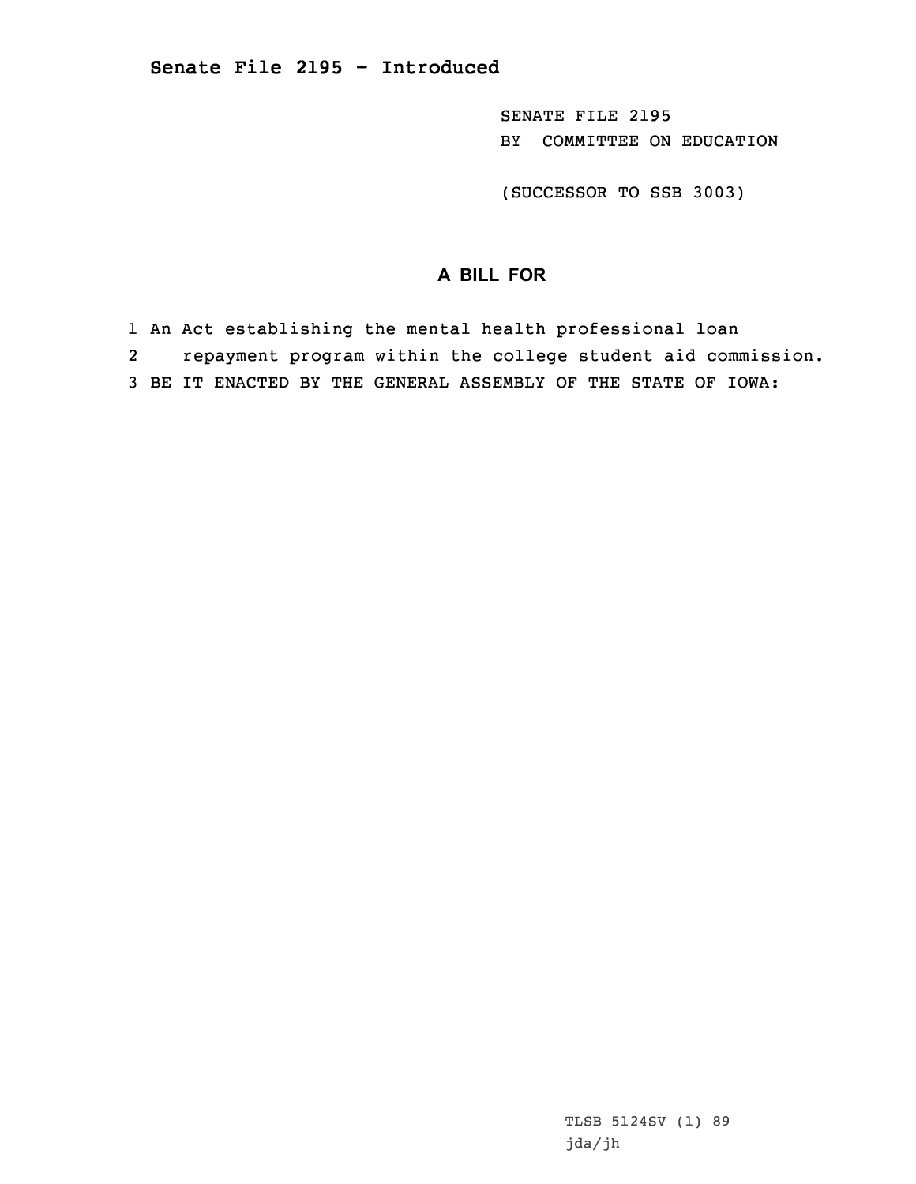**Senate File 2195 - Introduced**

SENATE FILE 2195
BY COMMITTEE ON EDUCATION

(SUCCESSOR TO SSB 3003)

## A BILL FOR

1 An Act establishing the mental health professional loan
2 repayment program within the college student aid commission.
3 BE IT ENACTED BY THE GENERAL ASSEMBLY OF THE STATE OF IOWA:

TLSB 5124SV (1) 89
jda/jh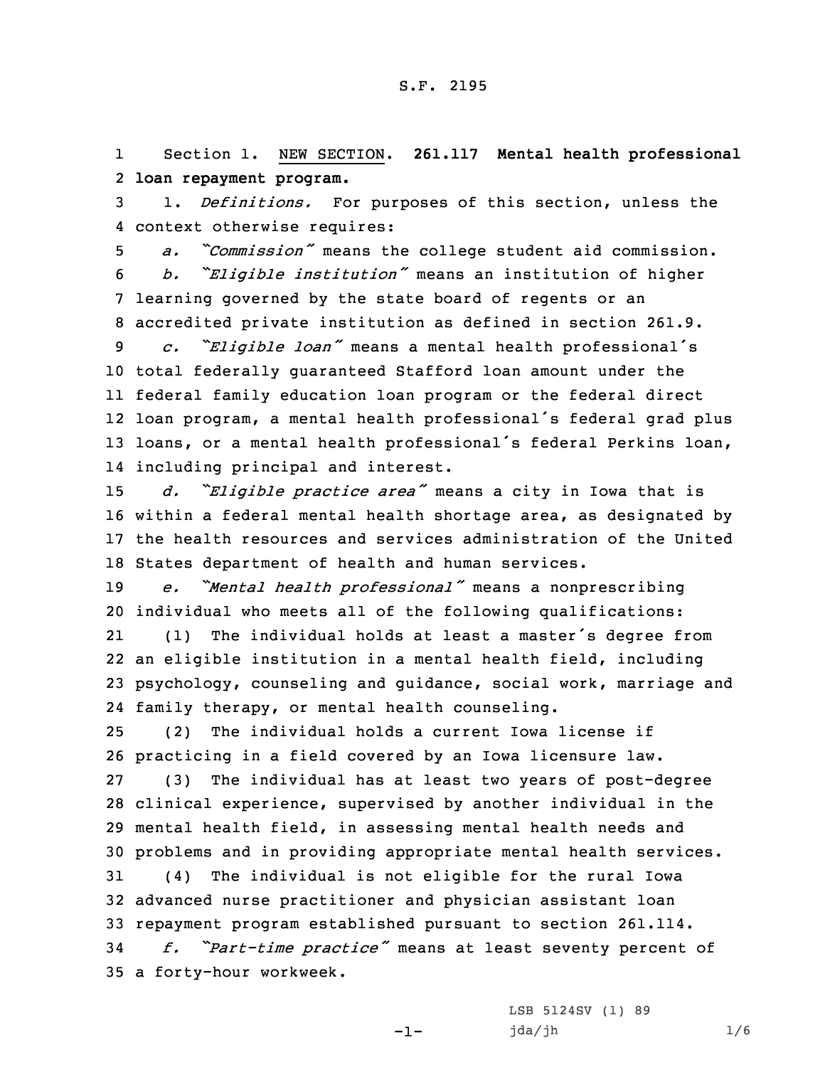S.F. 2195

Section 1. NEW SECTION. **261.117 Mental health professional loan repayment program.**

1. *Definitions.* For purposes of this section, unless the context otherwise requires:

*a. "Commission"* means the college student aid commission.

*b. "Eligible institution"* means an institution of higher learning governed by the state board of regents or an accredited private institution as defined in section 261.9.

*c. "Eligible loan"* means a mental health professional's total federally guaranteed Stafford loan amount under the federal family education loan program or the federal direct loan program, a mental health professional's federal grad plus loans, or a mental health professional's federal Perkins loan, including principal and interest.

*d. "Eligible practice area"* means a city in Iowa that is within a federal mental health shortage area, as designated by the health resources and services administration of the United States department of health and human services.

*e. "Mental health professional"* means a nonprescribing individual who meets all of the following qualifications:

(1) The individual holds at least a master's degree from an eligible institution in a mental health field, including psychology, counseling and guidance, social work, marriage and family therapy, or mental health counseling.

(2) The individual holds a current Iowa license if practicing in a field covered by an Iowa licensure law.

(3) The individual has at least two years of post-degree clinical experience, supervised by another individual in the mental health field, in assessing mental health needs and problems and in providing appropriate mental health services.

(4) The individual is not eligible for the rural Iowa advanced nurse practitioner and physician assistant loan repayment program established pursuant to section 261.114.

*f. "Part-time practice"* means at least seventy percent of a forty-hour workweek.

LSB 5124SV (1) 89
jda/jh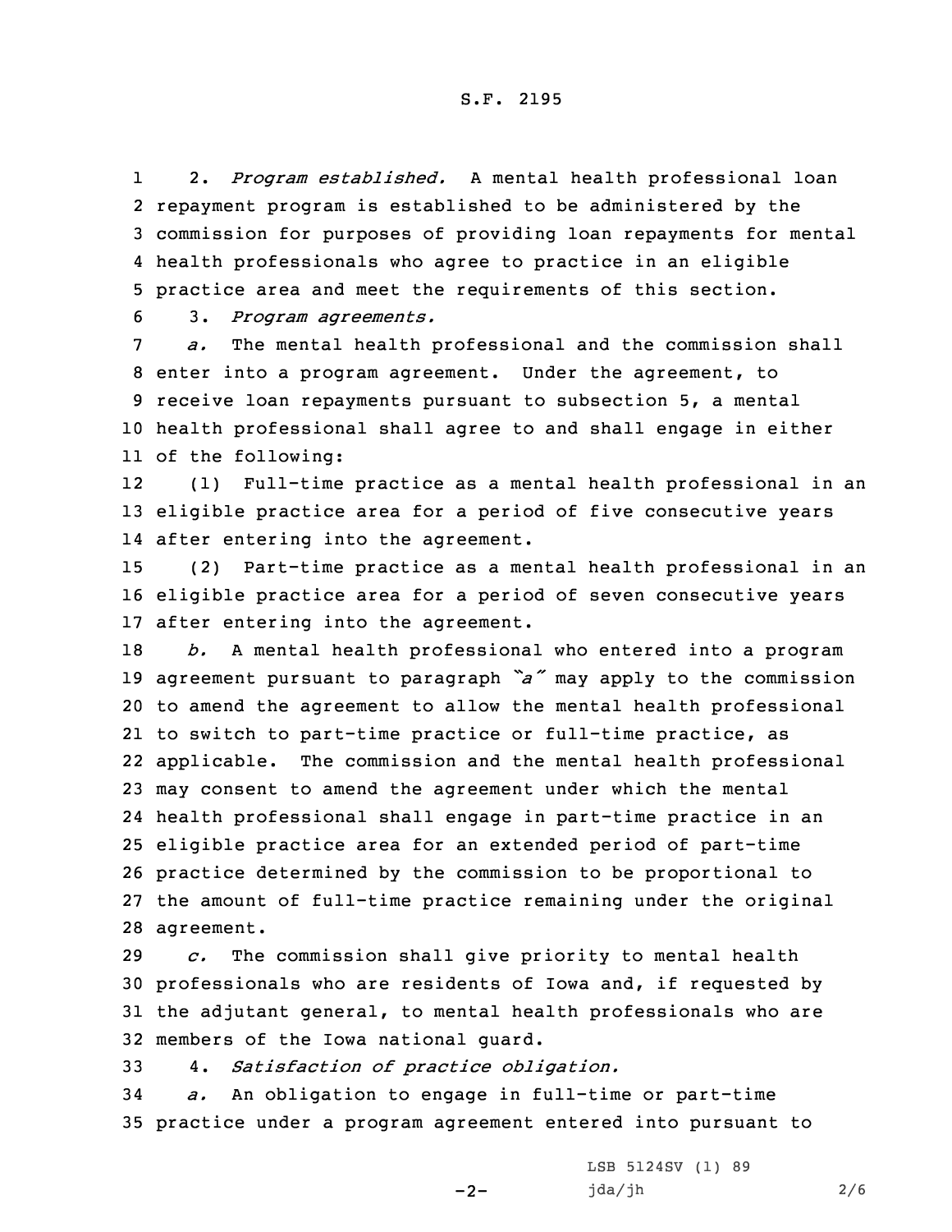2. *Program established.* A mental health professional loan repayment program is established to be administered by the commission for purposes of providing loan repayments for mental health professionals who agree to practice in an eligible practice area and meet the requirements of this section.

3. *Program agreements.*

*a.* The mental health professional and the commission shall enter into a program agreement. Under the agreement, to receive loan repayments pursuant to subsection 5, a mental health professional shall agree to and shall engage in either of the following:

(1) Full-time practice as a mental health professional in an eligible practice area for a period of five consecutive years after entering into the agreement.

(2) Part-time practice as a mental health professional in an eligible practice area for a period of seven consecutive years after entering into the agreement.

*b.* A mental health professional who entered into a program agreement pursuant to paragraph *"a"* may apply to the commission to amend the agreement to allow the mental health professional to switch to part-time practice or full-time practice, as applicable. The commission and the mental health professional may consent to amend the agreement under which the mental health professional shall engage in part-time practice in an eligible practice area for an extended period of part-time practice determined by the commission to be proportional to the amount of full-time practice remaining under the original agreement.

*c.* The commission shall give priority to mental health professionals who are residents of Iowa and, if requested by the adjutant general, to mental health professionals who are members of the Iowa national guard.

4. *Satisfaction of practice obligation.*

*a.* An obligation to engage in full-time or part-time practice under a program agreement entered into pursuant to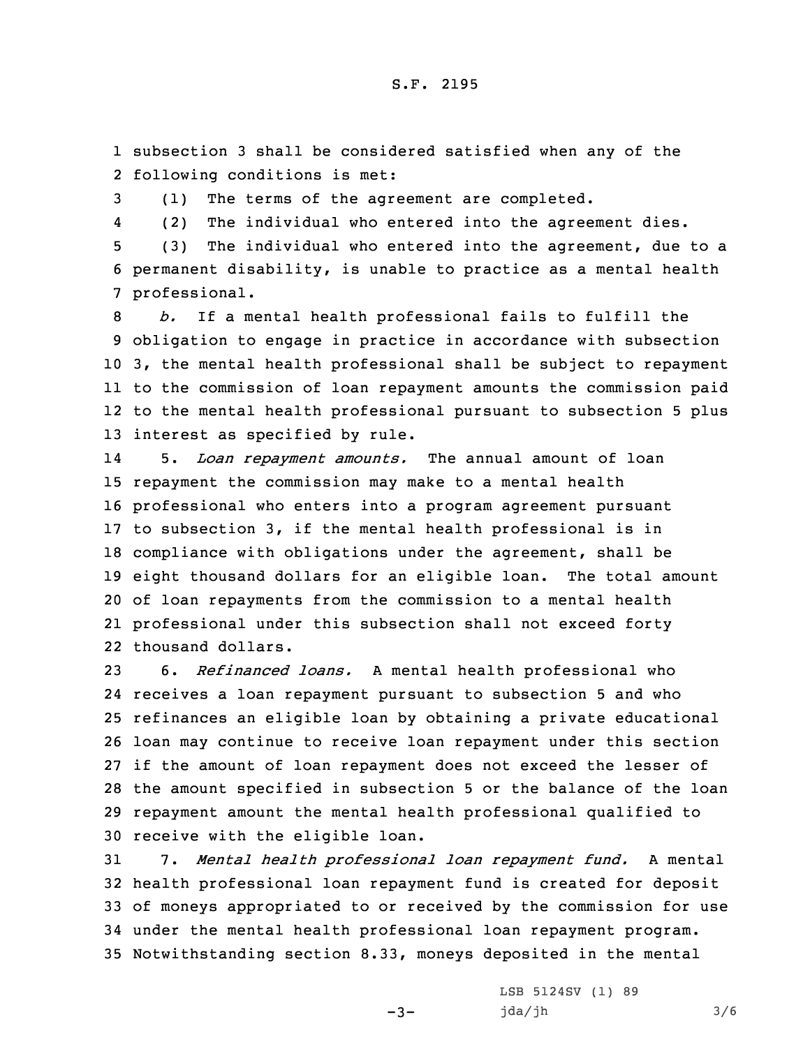subsection 3 shall be considered satisfied when any of the following conditions is met:

(1) The terms of the agreement are completed.

(2) The individual who entered into the agreement dies.

(3) The individual who entered into the agreement, due to a permanent disability, is unable to practice as a mental health professional.

*b.* If a mental health professional fails to fulfill the obligation to engage in practice in accordance with subsection 3, the mental health professional shall be subject to repayment to the commission of loan repayment amounts the commission paid to the mental health professional pursuant to subsection 5 plus interest as specified by rule.

5. *Loan repayment amounts.* The annual amount of loan repayment the commission may make to a mental health professional who enters into a program agreement pursuant to subsection 3, if the mental health professional is in compliance with obligations under the agreement, shall be eight thousand dollars for an eligible loan. The total amount of loan repayments from the commission to a mental health professional under this subsection shall not exceed forty thousand dollars.

6. *Refinanced loans.* A mental health professional who receives a loan repayment pursuant to subsection 5 and who refinances an eligible loan by obtaining a private educational loan may continue to receive loan repayment under this section if the amount of loan repayment does not exceed the lesser of the amount specified in subsection 5 or the balance of the loan repayment amount the mental health professional qualified to receive with the eligible loan.

7. *Mental health professional loan repayment fund.* A mental health professional loan repayment fund is created for deposit of moneys appropriated to or received by the commission for use under the mental health professional loan repayment program. Notwithstanding section 8.33, moneys deposited in the mental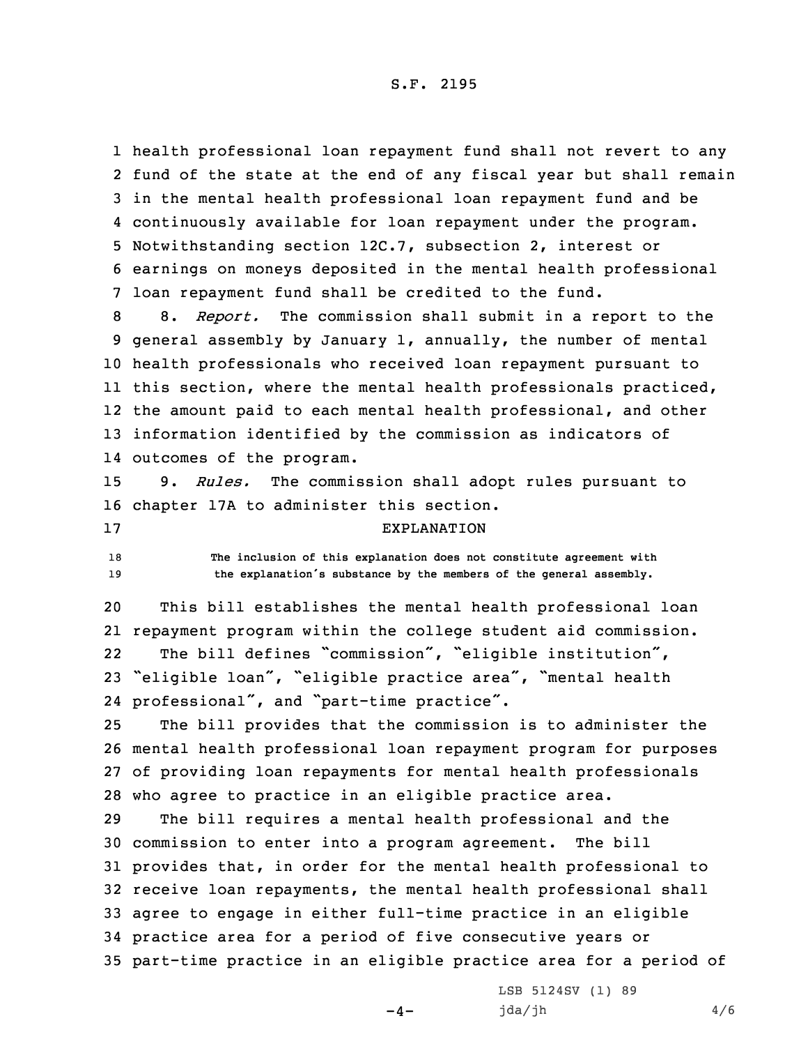health professional loan repayment fund shall not revert to any fund of the state at the end of any fiscal year but shall remain in the mental health professional loan repayment fund and be continuously available for loan repayment under the program. Notwithstanding section 12C.7, subsection 2, interest or earnings on moneys deposited in the mental health professional loan repayment fund shall be credited to the fund.

8. *Report.* The commission shall submit in a report to the general assembly by January 1, annually, the number of mental health professionals who received loan repayment pursuant to this section, where the mental health professionals practiced, the amount paid to each mental health professional, and other information identified by the commission as indicators of outcomes of the program.

9. *Rules.* The commission shall adopt rules pursuant to chapter 17A to administer this section.

EXPLANATION

The inclusion of this explanation does not constitute agreement with the explanation's substance by the members of the general assembly.

This bill establishes the mental health professional loan repayment program within the college student aid commission.

The bill defines "commission", "eligible institution", "eligible loan", "eligible practice area", "mental health professional", and "part-time practice".

The bill provides that the commission is to administer the mental health professional loan repayment program for purposes of providing loan repayments for mental health professionals who agree to practice in an eligible practice area.

The bill requires a mental health professional and the commission to enter into a program agreement. The bill provides that, in order for the mental health professional to receive loan repayments, the mental health professional shall agree to engage in either full-time practice in an eligible practice area for a period of five consecutive years or part-time practice in an eligible practice area for a period of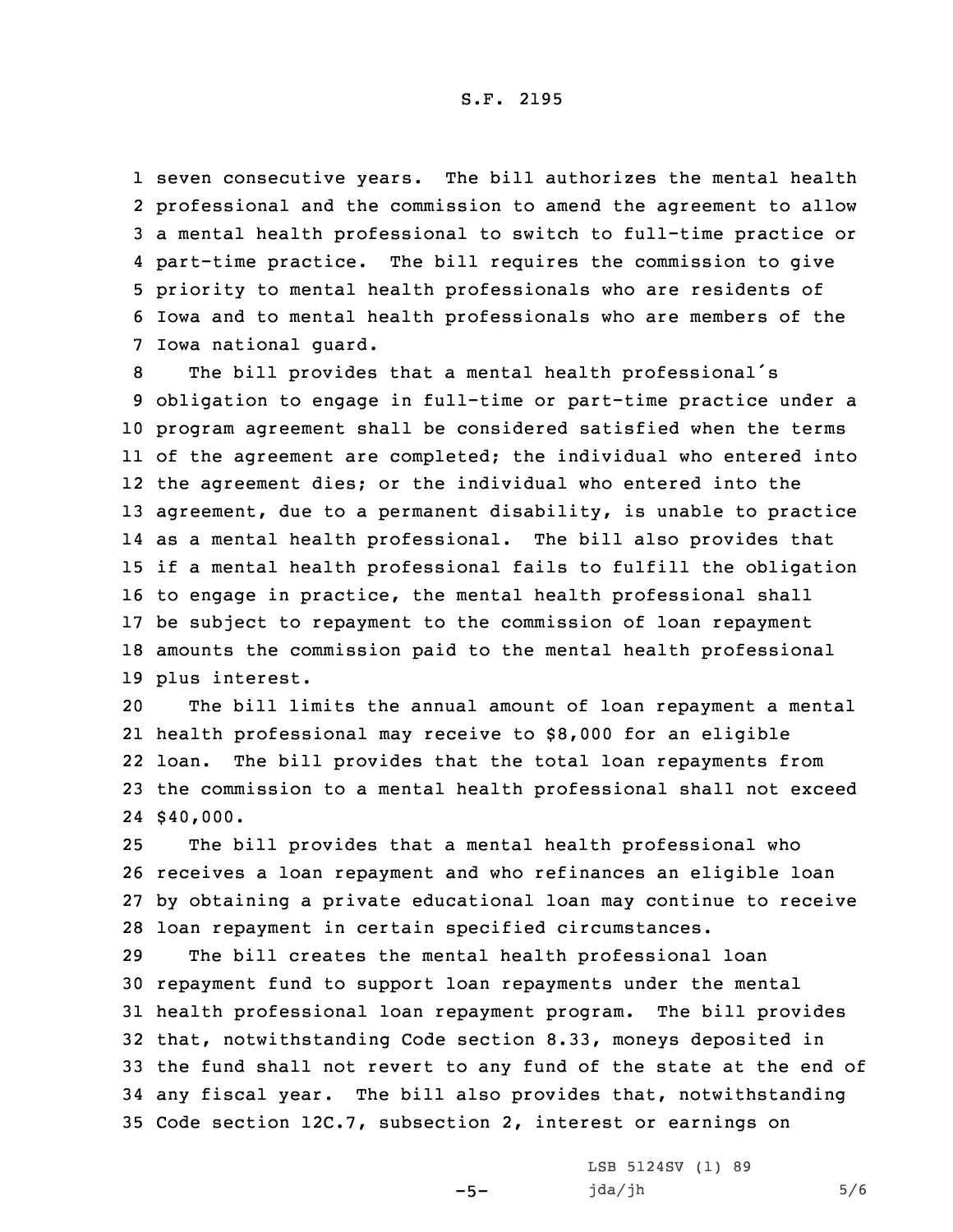seven consecutive years. The bill authorizes the mental health professional and the commission to amend the agreement to allow a mental health professional to switch to full-time practice or part-time practice. The bill requires the commission to give priority to mental health professionals who are residents of Iowa and to mental health professionals who are members of the Iowa national guard.

The bill provides that a mental health professional's obligation to engage in full-time or part-time practice under a program agreement shall be considered satisfied when the terms of the agreement are completed; the individual who entered into the agreement dies; or the individual who entered into the agreement, due to a permanent disability, is unable to practice as a mental health professional. The bill also provides that if a mental health professional fails to fulfill the obligation to engage in practice, the mental health professional shall be subject to repayment to the commission of loan repayment amounts the commission paid to the mental health professional plus interest.

The bill limits the annual amount of loan repayment a mental health professional may receive to $8,000 for an eligible loan. The bill provides that the total loan repayments from the commission to a mental health professional shall not exceed $40,000.

The bill provides that a mental health professional who receives a loan repayment and who refinances an eligible loan by obtaining a private educational loan may continue to receive loan repayment in certain specified circumstances.

The bill creates the mental health professional loan repayment fund to support loan repayments under the mental health professional loan repayment program. The bill provides that, notwithstanding Code section 8.33, moneys deposited in the fund shall not revert to any fund of the state at the end of any fiscal year. The bill also provides that, notwithstanding Code section 12C.7, subsection 2, interest or earnings on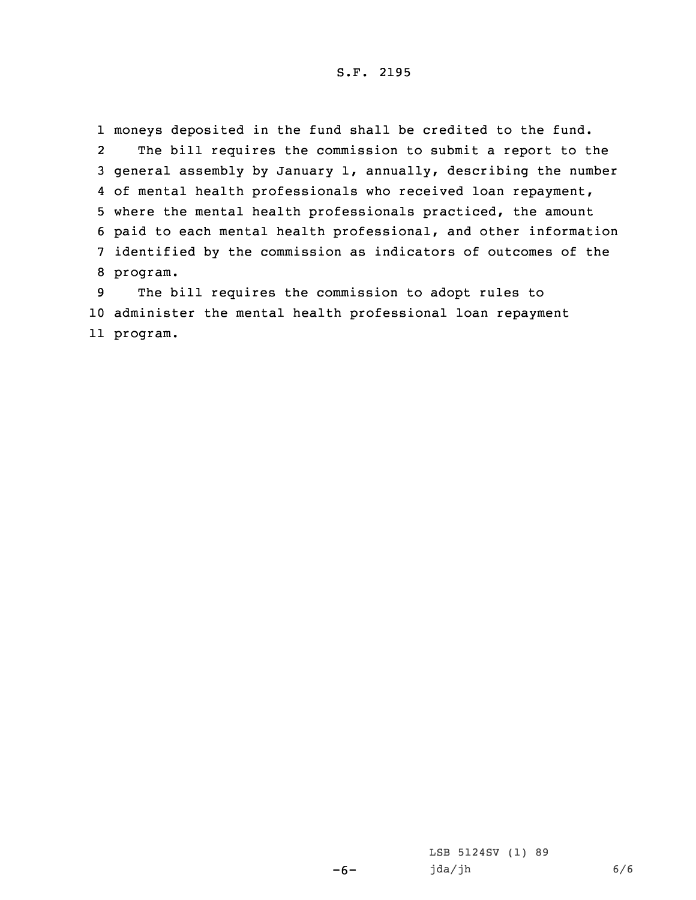moneys deposited in the fund shall be credited to the fund.

The bill requires the commission to submit a report to the general assembly by January 1, annually, describing the number of mental health professionals who received loan repayment, where the mental health professionals practiced, the amount paid to each mental health professional, and other information identified by the commission as indicators of outcomes of the program.

The bill requires the commission to adopt rules to administer the mental health professional loan repayment program.

LSB 5124SV (1) 89
jda/jh